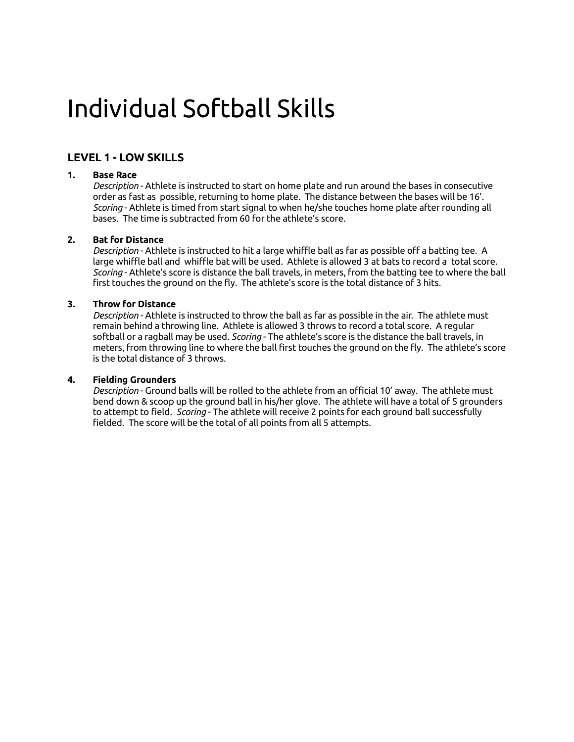# Individual Softball Skills

## LEVEL 1 - LOW SKILLS

1. **Base Race**
   *Description* - Athlete is instructed to start on home plate and run around the bases in consecutive order as fast as possible, returning to home plate. The distance between the bases will be 16'. *Scoring* - Athlete is timed from start signal to when he/she touches home plate after rounding all bases. The time is subtracted from 60 for the athlete's score.

2. **Bat for Distance**
   *Description* - Athlete is instructed to hit a large whiffle ball as far as possible off a batting tee. A large whiffle ball and whiffle bat will be used. Athlete is allowed 3 at bats to record a total score. *Scoring* - Athlete's score is distance the ball travels, in meters, from the batting tee to where the ball first touches the ground on the fly. The athlete's score is the total distance of 3 hits.

3. **Throw for Distance**
   *Description* - Athlete is instructed to throw the ball as far as possible in the air. The athlete must remain behind a throwing line. Athlete is allowed 3 throws to record a total score. A regular softball or a ragball may be used. *Scoring* - The athlete's score is the distance the ball travels, in meters, from throwing line to where the ball first touches the ground on the fly. The athlete's score is the total distance of 3 throws.

4. **Fielding Grounders**
   *Description* - Ground balls will be rolled to the athlete from an official 10' away. The athlete must bend down & scoop up the ground ball in his/her glove. The athlete will have a total of 5 grounders to attempt to field. *Scoring* - The athlete will receive 2 points for each ground ball successfully fielded. The score will be the total of all points from all 5 attempts.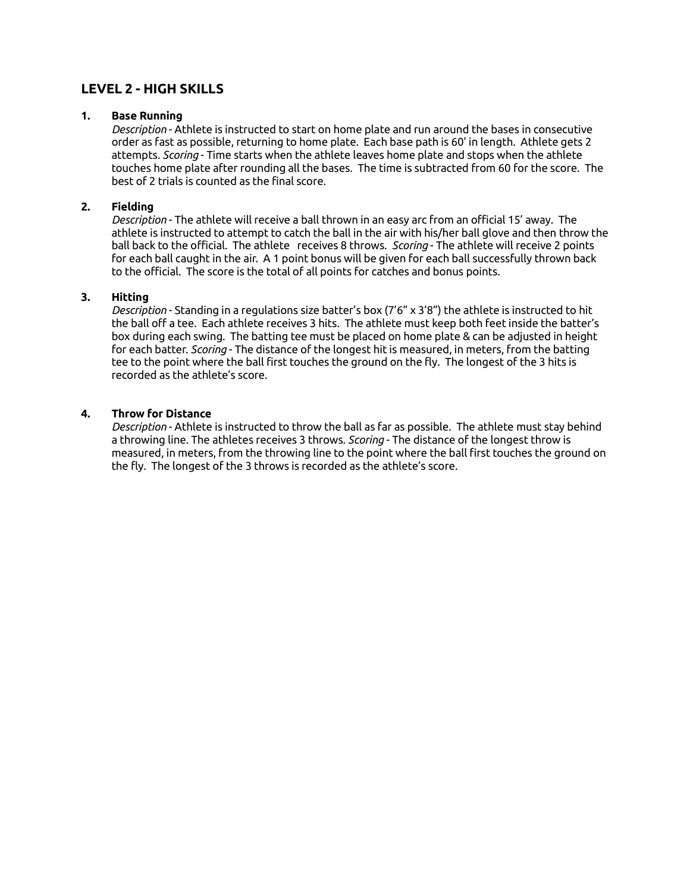## LEVEL 2 - HIGH SKILLS

1. **Base Running**
   *Description* - Athlete is instructed to start on home plate and run around the bases in consecutive order as fast as possible, returning to home plate. Each base path is 60' in length. Athlete gets 2 attempts. *Scoring* - Time starts when the athlete leaves home plate and stops when the athlete touches home plate after rounding all the bases. The time is subtracted from 60 for the score. The best of 2 trials is counted as the final score.

2. **Fielding**
   *Description* - The athlete will receive a ball thrown in an easy arc from an official 15' away. The athlete is instructed to attempt to catch the ball in the air with his/her ball glove and then throw the ball back to the official. The athlete receives 8 throws. *Scoring* - The athlete will receive 2 points for each ball caught in the air. A 1 point bonus will be given for each ball successfully thrown back to the official. The score is the total of all points for catches and bonus points.

3. **Hitting**
   *Description* - Standing in a regulations size batter's box (7'6" x 3'8") the athlete is instructed to hit the ball off a tee. Each athlete receives 3 hits. The athlete must keep both feet inside the batter's box during each swing. The batting tee must be placed on home plate & can be adjusted in height for each batter. *Scoring* - The distance of the longest hit is measured, in meters, from the batting tee to the point where the ball first touches the ground on the fly. The longest of the 3 hits is recorded as the athlete's score.

4. **Throw for Distance**
   *Description* - Athlete is instructed to throw the ball as far as possible. The athlete must stay behind a throwing line. The athletes receives 3 throws. *Scoring* - The distance of the longest throw is measured, in meters, from the throwing line to the point where the ball first touches the ground on the fly. The longest of the 3 throws is recorded as the athlete's score.